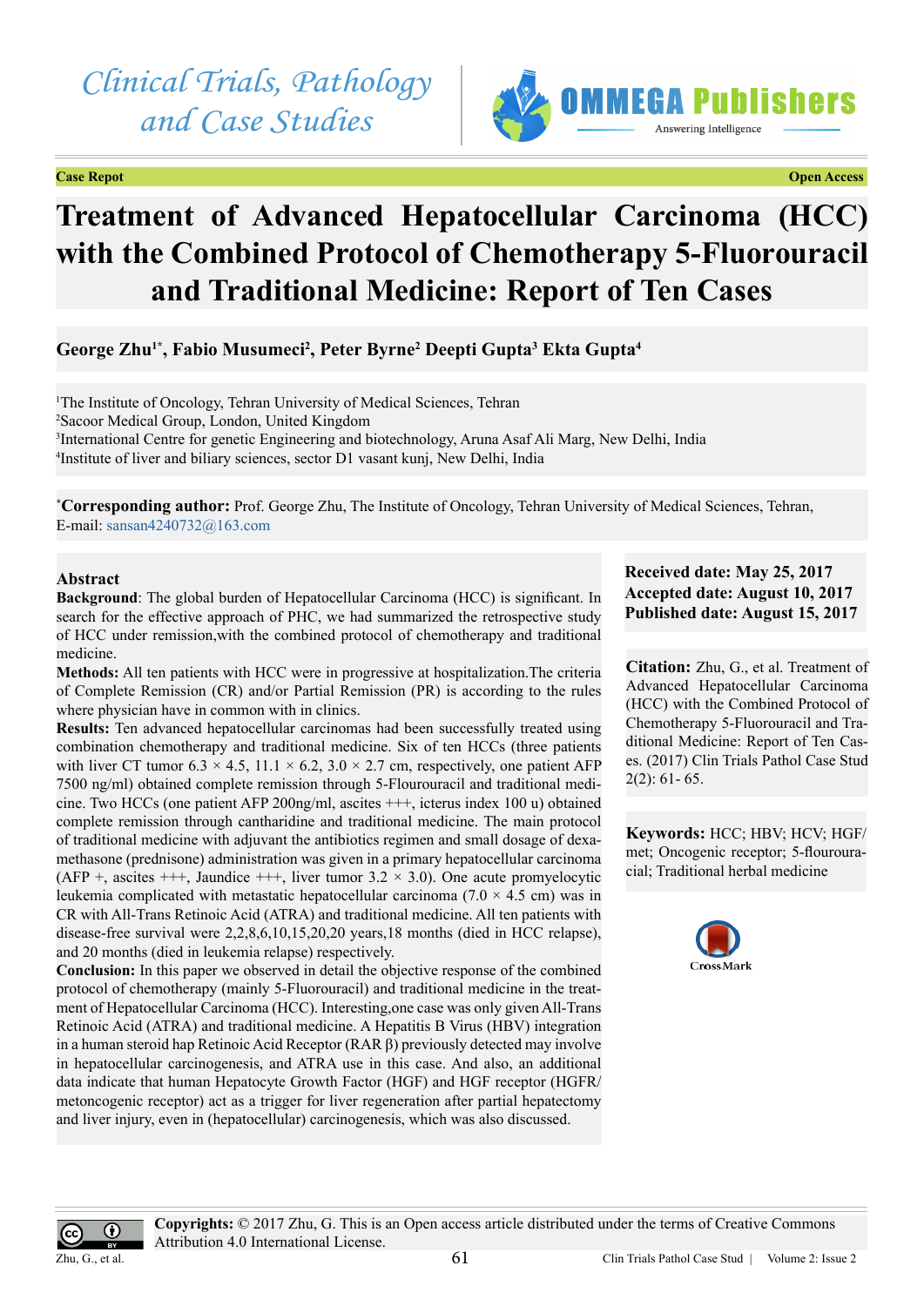Case Repot — Open Access

# Treatment of Advanced Hepatocellular Carcinoma (HCC) with the Combined Protocol of Chemotherapy 5-Fluorouracil and Traditional Medicine: Report of Ten Cases

**George Zhu[1*], Fabio Musumeci[2], Peter Byrne[2] Deepti Gupta[3] Ekta Gupta[4]**

[1]The Institute of Oncology, Tehran University of Medical Sciences, Tehran
[2]Sacoor Medical Group, London, United Kingdom
[3]International Centre for genetic Engineering and biotechnology, Aruna Asaf Ali Marg, New Delhi, India
[4]Institute of liver and biliary sciences, sector D1 vasant kunj, New Delhi, India

[*]**Corresponding author:** Prof. George Zhu, The Institute of Oncology, Tehran University of Medical Sciences, Tehran, E-mail: sansan4240732@163.com

**Received date: May 25, 2017**
**Accepted date: August 10, 2017**
**Published date: August 15, 2017**

**Citation:** Zhu, G., et al. Treatment of Advanced Hepatocellular Carcinoma (HCC) with the Combined Protocol of Chemotherapy 5-Fluorouracil and Traditional Medicine: Report of Ten Cases. (2017) Clin Trials Pathol Case Stud 2(2): 61- 65.

**Keywords:** HCC; HBV; HCV; HGF/met; Oncogenic receptor; 5-flourouracial; Traditional herbal medicine

## Abstract

**Background**: The global burden of Hepatocellular Carcinoma (HCC) is significant. In search for the effective approach of PHC, we had summarized the retrospective study of HCC under remission,with the combined protocol of chemotherapy and traditional medicine.

**Methods:** All ten patients with HCC were in progressive at hospitalization.The criteria of Complete Remission (CR) and/or Partial Remission (PR) is according to the rules where physician have in common with in clinics.

**Results:** Ten advanced hepatocellular carcinomas had been successfully treated using combination chemotherapy and traditional medicine. Six of ten HCCs (three patients with liver CT tumor 6.3 × 4.5, 11.1 × 6.2, 3.0 × 2.7 cm, respectively, one patient AFP 7500 ng/ml) obtained complete remission through 5-Flourouracil and traditional medicine. Two HCCs (one patient AFP 200ng/ml, ascites +++, icterus index 100 u) obtained complete remission through cantharidine and traditional medicine. The main protocol of traditional medicine with adjuvant the antibiotics regimen and small dosage of dexamethasone (prednisone) administration was given in a primary hepatocellular carcinoma (AFP +, ascites +++, Jaundice +++, liver tumor 3.2 × 3.0). One acute promyelocytic leukemia complicated with metastatic hepatocellular carcinoma (7.0 × 4.5 cm) was in CR with All-Trans Retinoic Acid (ATRA) and traditional medicine. All ten patients with disease-free survival were 2,2,8,6,10,15,20,20 years,18 months (died in HCC relapse), and 20 months (died in leukemia relapse) respectively.

**Conclusion:** In this paper we observed in detail the objective response of the combined protocol of chemotherapy (mainly 5-Fluorouracil) and traditional medicine in the treatment of Hepatocellular Carcinoma (HCC). Interesting,one case was only given All-Trans Retinoic Acid (ATRA) and traditional medicine. A Hepatitis B Virus (HBV) integration in a human steroid hap Retinoic Acid Receptor (RAR β) previously detected may involve in hepatocellular carcinogenesis, and ATRA use in this case. And also, an additional data indicate that human Hepatocyte Growth Factor (HGF) and HGF receptor (HGFR/ metoncogenic receptor) act as a trigger for liver regeneration after partial hepatectomy and liver injury, even in (hepatocellular) carcinogenesis, which was also discussed.

**Copyrights:** © 2017 Zhu, G. This is an Open access article distributed under the terms of Creative Commons Attribution 4.0 International License.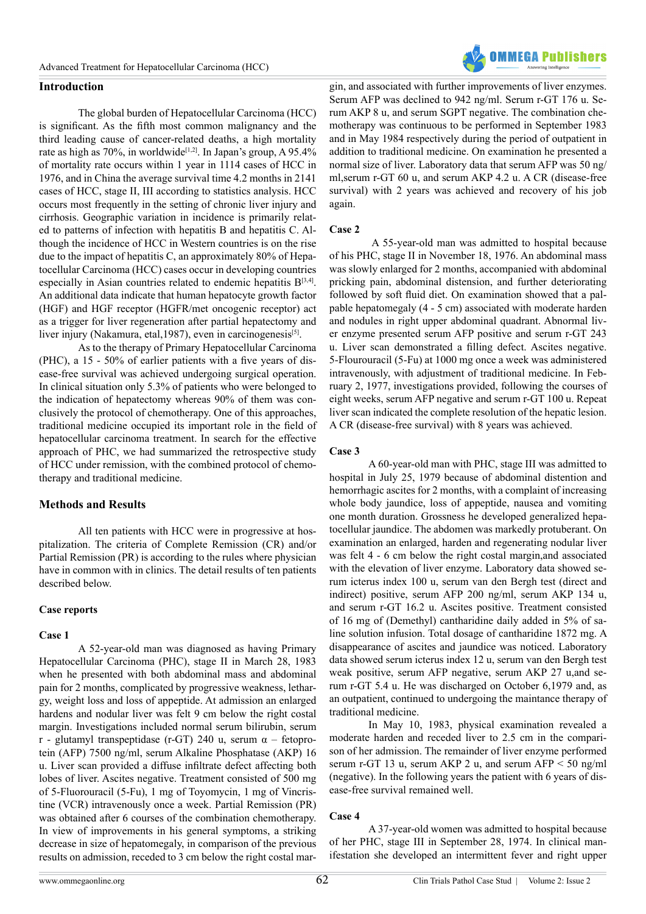## Introduction

The global burden of Hepatocellular Carcinoma (HCC) is significant. As the fifth most common malignancy and the third leading cause of cancer-related deaths, a high mortality rate as high as 70%, in worldwide[1,2]. In Japan's group, A 95.4% of mortality rate occurs within 1 year in 1114 cases of HCC in 1976, and in China the average survival time 4.2 months in 2141 cases of HCC, stage II, III according to statistics analysis. HCC occurs most frequently in the setting of chronic liver injury and cirrhosis. Geographic variation in incidence is primarily related to patterns of infection with hepatitis B and hepatitis C. Although the incidence of HCC in Western countries is on the rise due to the impact of hepatitis C, an approximately 80% of Hepatocellular Carcinoma (HCC) cases occur in developing countries especially in Asian countries related to endemic hepatitis B[3,4]. An additional data indicate that human hepatocyte growth factor (HGF) and HGF receptor (HGFR/met oncogenic receptor) act as a trigger for liver regeneration after partial hepatectomy and liver injury (Nakamura, etal,1987), even in carcinogenesis[5].

As to the therapy of Primary Hepatocellular Carcinoma (PHC), a 15 - 50% of earlier patients with a five years of disease-free survival was achieved undergoing surgical operation. In clinical situation only 5.3% of patients who were belonged to the indication of hepatectomy whereas 90% of them was conclusively the protocol of chemotherapy. One of this approaches, traditional medicine occupied its important role in the field of hepatocellular carcinoma treatment. In search for the effective approach of PHC, we had summarized the retrospective study of HCC under remission, with the combined protocol of chemotherapy and traditional medicine.

## Methods and Results

All ten patients with HCC were in progressive at hospitalization. The criteria of Complete Remission (CR) and/or Partial Remission (PR) is according to the rules where physician have in common with in clinics. The detail results of ten patients described below.

### Case reports

#### Case 1

A 52-year-old man was diagnosed as having Primary Hepatocellular Carcinoma (PHC), stage II in March 28, 1983 when he presented with both abdominal mass and abdominal pain for 2 months, complicated by progressive weakness, lethargy, weight loss and loss of appeptide. At admission an enlarged hardens and nodular liver was felt 9 cm below the right costal margin. Investigations included normal serum bilirubin, serum r - glutamyl transpeptidase (r-GT) 240 u, serum α – fetoprotein (AFP) 7500 ng/ml, serum Alkaline Phosphatase (AKP) 16 u. Liver scan provided a diffuse infiltrate defect affecting both lobes of liver. Ascites negative. Treatment consisted of 500 mg of 5-Fluorouracil (5-Fu), 1 mg of Toyomycin, 1 mg of Vincristine (VCR) intravenously once a week. Partial Remission (PR) was obtained after 6 courses of the combination chemotherapy. In view of improvements in his general symptoms, a striking decrease in size of hepatomegaly, in comparison of the previous results on admission, receded to 3 cm below the right costal margin, and associated with further improvements of liver enzymes. Serum AFP was declined to 942 ng/ml. Serum r-GT 176 u. Serum AKP 8 u, and serum SGPT negative. The combination chemotherapy was continuous to be performed in September 1983 and in May 1984 respectively during the period of outpatient in addition to traditional medicine. On examination he presented a normal size of liver. Laboratory data that serum AFP was 50 ng/ml,serum r-GT 60 u, and serum AKP 4.2 u. A CR (disease-free survival) with 2 years was achieved and recovery of his job again.

#### Case 2

A 55-year-old man was admitted to hospital because of his PHC, stage II in November 18, 1976. An abdominal mass was slowly enlarged for 2 months, accompanied with abdominal pricking pain, abdominal distension, and further deteriorating followed by soft fluid diet. On examination showed that a palpable hepatomegaly (4 - 5 cm) associated with moderate harden and nodules in right upper abdominal quadrant. Abnormal liver enzyme presented serum AFP positive and serum r-GT 243 u. Liver scan demonstrated a filling defect. Ascites negative. 5-Flourouracil (5-Fu) at 1000 mg once a week was administered intravenously, with adjustment of traditional medicine. In February 2, 1977, investigations provided, following the courses of eight weeks, serum AFP negative and serum r-GT 100 u. Repeat liver scan indicated the complete resolution of the hepatic lesion. A CR (disease-free survival) with 8 years was achieved.

#### Case 3

A 60-year-old man with PHC, stage III was admitted to hospital in July 25, 1979 because of abdominal distention and hemorrhagic ascites for 2 months, with a complaint of increasing whole body jaundice, loss of appeptide, nausea and vomiting one month duration. Grossness he developed generalized hepatocellular jaundice. The abdomen was markedly protuberant. On examination an enlarged, harden and regenerating nodular liver was felt 4 - 6 cm below the right costal margin,and associated with the elevation of liver enzyme. Laboratory data showed serum icterus index 100 u, serum van den Bergh test (direct and indirect) positive, serum AFP 200 ng/ml, serum AKP 134 u, and serum r-GT 16.2 u. Ascites positive. Treatment consisted of 16 mg of (Demethyl) cantharidine daily added in 5% of saline solution infusion. Total dosage of cantharidine 1872 mg. A disappearance of ascites and jaundice was noticed. Laboratory data showed serum icterus index 12 u, serum van den Bergh test weak positive, serum AFP negative, serum AKP 27 u,and serum r-GT 5.4 u. He was discharged on October 6,1979 and, as an outpatient, continued to undergoing the maintance therapy of traditional medicine.

In May 10, 1983, physical examination revealed a moderate harden and receded liver to 2.5 cm in the comparison of her admission. The remainder of liver enzyme performed serum r-GT 13 u, serum AKP 2 u, and serum AFP < 50 ng/ml (negative). In the following years the patient with 6 years of disease-free survival remained well.

#### Case 4

A 37-year-old women was admitted to hospital because of her PHC, stage III in September 28, 1974. In clinical manifestation she developed an intermittent fever and right upper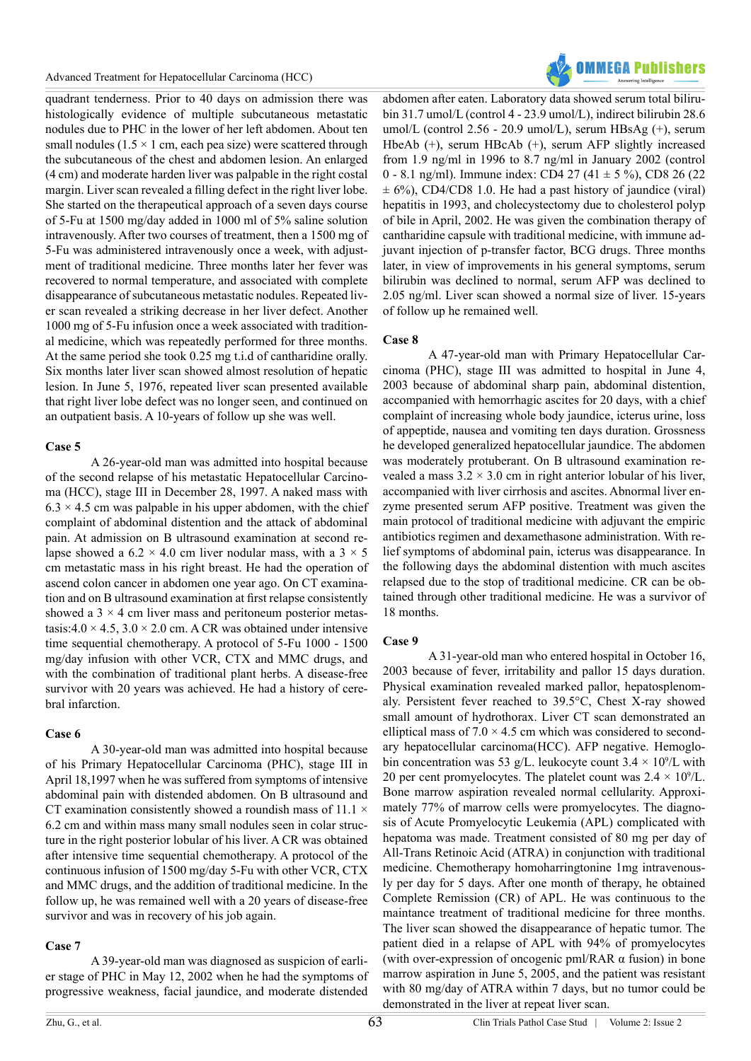quadrant tenderness. Prior to 40 days on admission there was histologically evidence of multiple subcutaneous metastatic nodules due to PHC in the lower of her left abdomen. About ten small nodules (1.5 × 1 cm, each pea size) were scattered through the subcutaneous of the chest and abdomen lesion. An enlarged (4 cm) and moderate harden liver was palpable in the right costal margin. Liver scan revealed a filling defect in the right liver lobe. She started on the therapeutical approach of a seven days course of 5-Fu at 1500 mg/day added in 1000 ml of 5% saline solution intravenously. After two courses of treatment, then a 1500 mg of 5-Fu was administered intravenously once a week, with adjustment of traditional medicine. Three months later her fever was recovered to normal temperature, and associated with complete disappearance of subcutaneous metastatic nodules. Repeated liver scan revealed a striking decrease in her liver defect. Another 1000 mg of 5-Fu infusion once a week associated with traditional medicine, which was repeatedly performed for three months. At the same period she took 0.25 mg t.i.d of cantharidine orally. Six months later liver scan showed almost resolution of hepatic lesion. In June 5, 1976, repeated liver scan presented available that right liver lobe defect was no longer seen, and continued on an outpatient basis. A 10-years of follow up she was well.

**Case 5**

A 26-year-old man was admitted into hospital because of the second relapse of his metastatic Hepatocellular Carcinoma (HCC), stage III in December 28, 1997. A naked mass with 6.3 × 4.5 cm was palpable in his upper abdomen, with the chief complaint of abdominal distention and the attack of abdominal pain. At admission on B ultrasound examination at second relapse showed a 6.2 × 4.0 cm liver nodular mass, with a 3 × 5 cm metastatic mass in his right breast. He had the operation of ascend colon cancer in abdomen one year ago. On CT examination and on B ultrasound examination at first relapse consistently showed a 3 × 4 cm liver mass and peritoneum posterior metastasis:4.0 × 4.5, 3.0 × 2.0 cm. A CR was obtained under intensive time sequential chemotherapy. A protocol of 5-Fu 1000 - 1500 mg/day infusion with other VCR, CTX and MMC drugs, and with the combination of traditional plant herbs. A disease-free survivor with 20 years was achieved. He had a history of cerebral infarction.

**Case 6**

A 30-year-old man was admitted into hospital because of his Primary Hepatocellular Carcinoma (PHC), stage III in April 18,1997 when he was suffered from symptoms of intensive abdominal pain with distended abdomen. On B ultrasound and CT examination consistently showed a roundish mass of 11.1 × 6.2 cm and within mass many small nodules seen in colar structure in the right posterior lobular of his liver. A CR was obtained after intensive time sequential chemotherapy. A protocol of the continuous infusion of 1500 mg/day 5-Fu with other VCR, CTX and MMC drugs, and the addition of traditional medicine. In the follow up, he was remained well with a 20 years of disease-free survivor and was in recovery of his job again.

**Case 7**

A 39-year-old man was diagnosed as suspicion of earlier stage of PHC in May 12, 2002 when he had the symptoms of progressive weakness, facial jaundice, and moderate distended abdomen after eaten. Laboratory data showed serum total bilirubin 31.7 umol/L (control 4 - 23.9 umol/L), indirect bilirubin 28.6 umol/L (control 2.56 - 20.9 umol/L), serum HBsAg (+), serum HbeAb (+), serum HBcAb (+), serum AFP slightly increased from 1.9 ng/ml in 1996 to 8.7 ng/ml in January 2002 (control 0 - 8.1 ng/ml). Immune index: CD4 27 (41 ± 5 %), CD8 26 (22 ± 6%), CD4/CD8 1.0. He had a past history of jaundice (viral) hepatitis in 1993, and cholecystectomy due to cholesterol polyp of bile in April, 2002. He was given the combination therapy of cantharidine capsule with traditional medicine, with immune adjuvant injection of p-transfer factor, BCG drugs. Three months later, in view of improvements in his general symptoms, serum bilirubin was declined to normal, serum AFP was declined to 2.05 ng/ml. Liver scan showed a normal size of liver. 15-years of follow up he remained well.

**Case 8**

A 47-year-old man with Primary Hepatocellular Carcinoma (PHC), stage III was admitted to hospital in June 4, 2003 because of abdominal sharp pain, abdominal distention, accompanied with hemorrhagic ascites for 20 days, with a chief complaint of increasing whole body jaundice, icterus urine, loss of appeptide, nausea and vomiting ten days duration. Grossness he developed generalized hepatocellular jaundice. The abdomen was moderately protuberant. On B ultrasound examination revealed a mass 3.2 × 3.0 cm in right anterior lobular of his liver, accompanied with liver cirrhosis and ascites. Abnormal liver enzyme presented serum AFP positive. Treatment was given the main protocol of traditional medicine with adjuvant the empiric antibiotics regimen and dexamethasone administration. With relief symptoms of abdominal pain, icterus was disappearance. In the following days the abdominal distention with much ascites relapsed due to the stop of traditional medicine. CR can be obtained through other traditional medicine. He was a survivor of 18 months.

**Case 9**

A 31-year-old man who entered hospital in October 16, 2003 because of fever, irritability and pallor 15 days duration. Physical examination revealed marked pallor, hepatosplenomegaly. Persistent fever reached to 39.5°C, Chest X-ray showed small amount of hydrothorax. Liver CT scan demonstrated an elliptical mass of 7.0 × 4.5 cm which was considered to secondary hepatocellular carcinoma(HCC). AFP negative. Hemoglobin concentration was 53 g/L. leukocyte count $3.4 \times 10^9$/L with 20 per cent promyelocytes. The platelet count was $2.4 \times 10^9$/L. Bone marrow aspiration revealed normal cellularity. Approximately 77% of marrow cells were promyelocytes. The diagnosis of Acute Promyelocytic Leukemia (APL) complicated with hepatoma was made. Treatment consisted of 80 mg per day of All-Trans Retinoic Acid (ATRA) in conjunction with traditional medicine. Chemotherapy homoharringtonine 1mg intravenously per day for 5 days. After one month of therapy, he obtained Complete Remission (CR) of APL. He was continuous to the maintance treatment of traditional medicine for three months. The liver scan showed the disappearance of hepatic tumor. The patient died in a relapse of APL with 94% of promyelocytes (with over-expression of oncogenic pml/RAR α fusion) in bone marrow aspiration in June 5, 2005, and the patient was resistant with 80 mg/day of ATRA within 7 days, but no tumor could be demonstrated in the liver at repeat liver scan.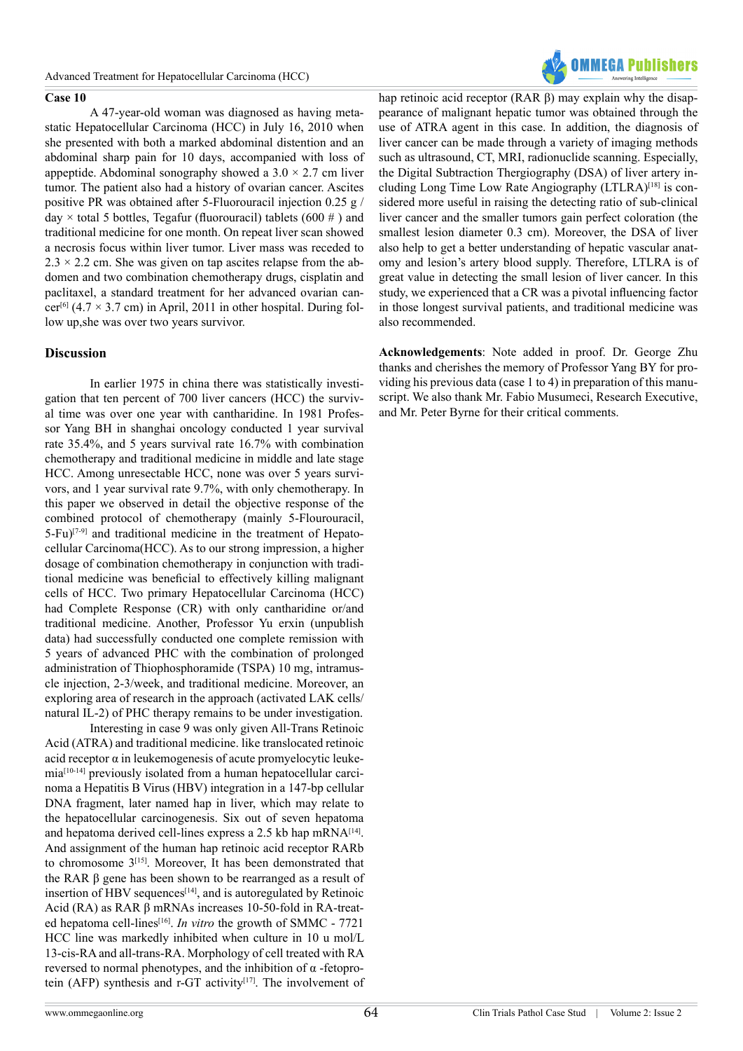**Case 10**

A 47-year-old woman was diagnosed as having metastatic Hepatocellular Carcinoma (HCC) in July 16, 2010 when she presented with both a marked abdominal distention and an abdominal sharp pain for 10 days, accompanied with loss of appeptide. Abdominal sonography showed a 3.0 × 2.7 cm liver tumor. The patient also had a history of ovarian cancer. Ascites positive PR was obtained after 5-Fluorouracil injection 0.25 g / day × total 5 bottles, Tegafur (fluorouracil) tablets (600 # ) and traditional medicine for one month. On repeat liver scan showed a necrosis focus within liver tumor. Liver mass was receded to 2.3 × 2.2 cm. She was given on tap ascites relapse from the abdomen and two combination chemotherapy drugs, cisplatin and paclitaxel, a standard treatment for her advanced ovarian cancer[6] (4.7 × 3.7 cm) in April, 2011 in other hospital. During follow up,she was over two years survivor.

## Discussion

In earlier 1975 in china there was statistically investigation that ten percent of 700 liver cancers (HCC) the survival time was over one year with cantharidine. In 1981 Professor Yang BH in shanghai oncology conducted 1 year survival rate 35.4%, and 5 years survival rate 16.7% with combination chemotherapy and traditional medicine in middle and late stage HCC. Among unresectable HCC, none was over 5 years survivors, and 1 year survival rate 9.7%, with only chemotherapy. In this paper we observed in detail the objective response of the combined protocol of chemotherapy (mainly 5-Flourouracil, 5-Fu)[7-9] and traditional medicine in the treatment of Hepatocellular Carcinoma(HCC). As to our strong impression, a higher dosage of combination chemotherapy in conjunction with traditional medicine was beneficial to effectively killing malignant cells of HCC. Two primary Hepatocellular Carcinoma (HCC) had Complete Response (CR) with only cantharidine or/and traditional medicine. Another, Professor Yu erxin (unpublish data) had successfully conducted one complete remission with 5 years of advanced PHC with the combination of prolonged administration of Thiophosphoramide (TSPA) 10 mg, intramuscle injection, 2-3/week, and traditional medicine. Moreover, an exploring area of research in the approach (activated LAK cells/ natural IL-2) of PHC therapy remains to be under investigation.

Interesting in case 9 was only given All-Trans Retinoic Acid (ATRA) and traditional medicine. like translocated retinoic acid receptor α in leukemogenesis of acute promyelocytic leukemia[10-14] previously isolated from a human hepatocellular carcinoma a Hepatitis B Virus (HBV) integration in a 147-bp cellular DNA fragment, later named hap in liver, which may relate to the hepatocellular carcinogenesis. Six out of seven hepatoma and hepatoma derived cell-lines express a 2.5 kb hap mRNA[14]. And assignment of the human hap retinoic acid receptor RARb to chromosome 3[15]. Moreover, It has been demonstrated that the RAR β gene has been shown to be rearranged as a result of insertion of HBV sequences[14], and is autoregulated by Retinoic Acid (RA) as RAR β mRNAs increases 10-50-fold in RA-treated hepatoma cell-lines[16]. *In vitro* the growth of SMMC - 7721 HCC line was markedly inhibited when culture in 10 u mol/L 13-cis-RA and all-trans-RA. Morphology of cell treated with RA reversed to normal phenotypes, and the inhibition of α -fetoprotein (AFP) synthesis and r-GT activity[17]. The involvement of hap retinoic acid receptor (RAR β) may explain why the disappearance of malignant hepatic tumor was obtained through the use of ATRA agent in this case. In addition, the diagnosis of liver cancer can be made through a variety of imaging methods such as ultrasound, CT, MRI, radionuclide scanning. Especially, the Digital Subtraction Thergiography (DSA) of liver artery including Long Time Low Rate Angiography (LTLRA)[18] is considered more useful in raising the detecting ratio of sub-clinical liver cancer and the smaller tumors gain perfect coloration (the smallest lesion diameter 0.3 cm). Moreover, the DSA of liver also help to get a better understanding of hepatic vascular anatomy and lesion's artery blood supply. Therefore, LTLRA is of great value in detecting the small lesion of liver cancer. In this study, we experienced that a CR was a pivotal influencing factor in those longest survival patients, and traditional medicine was also recommended.

**Acknowledgements**: Note added in proof. Dr. George Zhu thanks and cherishes the memory of Professor Yang BY for providing his previous data (case 1 to 4) in preparation of this manuscript. We also thank Mr. Fabio Musumeci, Research Executive, and Mr. Peter Byrne for their critical comments.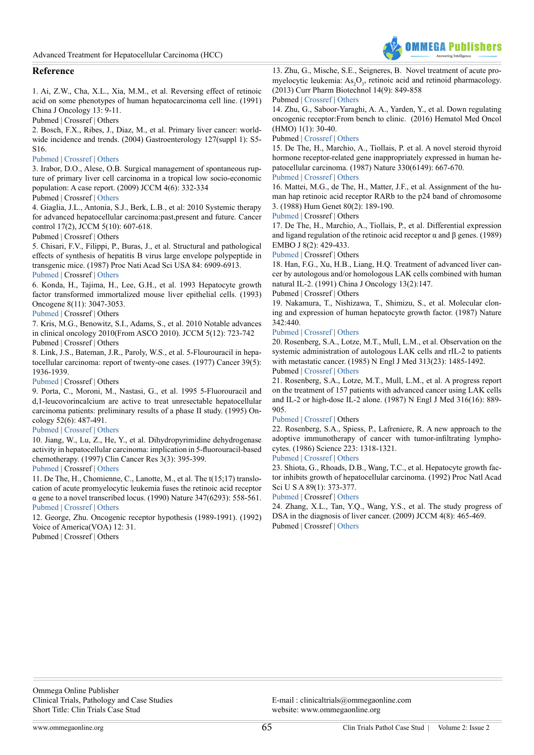## Reference

1. Ai, Z.W., Cha, X.L., Xia, M.M., et al. Reversing effect of retinoic acid on some phenotypes of human hepatocarcinoma cell line. (1991) China J Oncology 13: 9-11.
Pubmed | Crossref | Others

2. Bosch, F.X., Ribes, J., Diaz, M., et al. Primary liver cancer: worldwide incidence and trends. (2004) Gastroenterology 127(suppl 1): S5-S16.
Pubmed | Crossref | Others

3. Irabor, D.O., Alese, O.B. Surgical management of spontaneous rupture of primary liver cell carcinoma in a tropical low socio-economic population: A case report. (2009) JCCM 4(6): 332-334
Pubmed | Crossref | Others

4. Giaglia, J.L., Antonia, S.J., Berk, L.B., et al: 2010 Systemic therapy for advanced hepatocellular carcinoma:past,present and future. Cancer control 17(2), JCCM 5(10): 607-618.
Pubmed | Crossref | Others

5. Chisari, F.V., Filippi, P., Buras, J., et al. Structural and pathological effects of synthesis of hepatitis B virus large envelope polypeptide in transgenic mice. (1987) Proc Nati Acad Sci USA 84: 6909-6913.
Pubmed | Crossref | Others

6. Konda, H., Tajima, H., Lee, G.H., et al. 1993 Hepatocyte growth factor transformed immortalized mouse liver epithelial cells. (1993) Oncogene 8(11): 3047-3053.
Pubmed | Crossref | Others

7. Kris, M.G., Benowitz, S.I., Adams, S., et al. 2010 Notable advances in clinical oncology 2010(From ASCO 2010). JCCM 5(12): 723-742
Pubmed | Crossref | Others

8. Link, J.S., Bateman, J.R., Paroly, W.S., et al. 5-Flourouracil in hepatocellular carcinoma: report of twenty-one cases. (1977) Cancer 39(5): 1936-1939.
Pubmed | Crossref | Others

9. Porta, C., Moroni, M., Nastasi, G., et al. 1995 5-Fluorouracil and d,1-leucovorincalcium are active to treat unresectable hepatocellular carcinoma patients: preliminary results of a phase II study. (1995) Oncology 52(6): 487-491.
Pubmed | Crossref | Others

10. Jiang, W., Lu, Z., He, Y., et al. Dihydropyrimidine dehydrogenase activity in hepatocellular carcinoma: implication in 5-fluorouracil-based chemotherapy. (1997) Clin Cancer Res 3(3): 395-399.
Pubmed | Crossref | Others

11. De The, H., Chomienne, C., Lanotte, M., et al. The t(15;17) translocation of acute promyelocytic leukemia fuses the retinoic acid receptor α gene to a novel transcribed locus. (1990) Nature 347(6293): 558-561.
Pubmed | Crossref | Others

12. George, Zhu. Oncogenic receptor hypothesis (1989-1991). (1992) Voice of America(VOA) 12: 31.
Pubmed | Crossref | Others

13. Zhu, G., Mische, S.E., Seigneres, B. Novel treatment of acute promyelocytic leukemia: $As_2O_3$, retinoic acid and retinoid pharmacology. (2013) Curr Pharm Biotechnol 14(9): 849-858
Pubmed | Crossref | Others

14. Zhu, G., Saboor-Yaraghi, A. A., Yarden, Y., et al. Down regulating oncogenic receptor:From bench to clinic. (2016) Hematol Med Oncol (HMO) 1(1): 30-40.
Pubmed | Crossref | Others

15. De The, H., Marchio, A., Tiollais, P. et al. A novel steroid thyroid hormone receptor-related gene inappropriately expressed in human hepatocellular carcinoma. (1987) Nature 330(6149): 667-670.
Pubmed | Crossref | Others

16. Mattei, M.G., de The, H., Matter, J.F., et al. Assignment of the human hap retinoic acid receptor RARb to the p24 band of chromosome 3. (1988) Hum Genet 80(2): 189-190.
Pubmed | Crossref | Others

17. De The, H., Marchio, A., Tiollais, P., et al. Differential expression and ligand regulation of the retinoic acid receptor α and β genes. (1989) EMBO J 8(2): 429-433.
Pubmed | Crossref | Others

18. Han, F.G., Xu, H.B., Liang, H.Q. Treatment of advanced liver cancer by autologous and/or homologous LAK cells combined with human natural IL-2. (1991) China J Oncology 13(2):147.
Pubmed | Crossref | Others

19. Nakamura, T., Nishizawa, T., Shimizu, S., et al. Molecular cloning and expression of human hepatocyte growth factor. (1987) Nature 342:440.
Pubmed | Crossref | Others

20. Rosenberg, S.A., Lotze, M.T., Mull, L.M., et al. Observation on the systemic administration of autologous LAK cells and rIL-2 to patients with metastatic cancer. (1985) N Engl J Med 313(23): 1485-1492.
Pubmed | Crossref | Others

21. Rosenberg, S.A., Lotze, M.T., Mull, L.M., et al. A progress report on the treatment of 157 patients with advanced cancer using LAK cells and IL-2 or high-dose IL-2 alone. (1987) N Engl J Med 316(16): 889-905.
Pubmed | Crossref | Others

22. Rosenberg, S.A., Spiess, P., Lafreniere, R. A new approach to the adoptive immunotherapy of cancer with tumor-infiltrating lymphocytes. (1986) Science 223: 1318-1321.
Pubmed | Crossref | Others

23. Shiota, G., Rhoads, D.B., Wang, T.C., et al. Hepatocyte growth factor inhibits growth of hepatocellular carcinoma. (1992) Proc Natl Acad Sci U S A 89(1): 373-377.
Pubmed | Crossref | Others

24. Zhang, X.L., Tan, Y.Q., Wang, Y.S., et al. The study progress of DSA in the diagnosis of liver cancer. (2009) JCCM 4(8): 465-469.
Pubmed | Crossref | Others

Ommega Online Publisher
Clinical Trials, Pathology and Case Studies
Short Title: Clin Trials Case Stud

E-mail : clinicaltrials@ommegaonline.com
website: www.ommegaonline.org